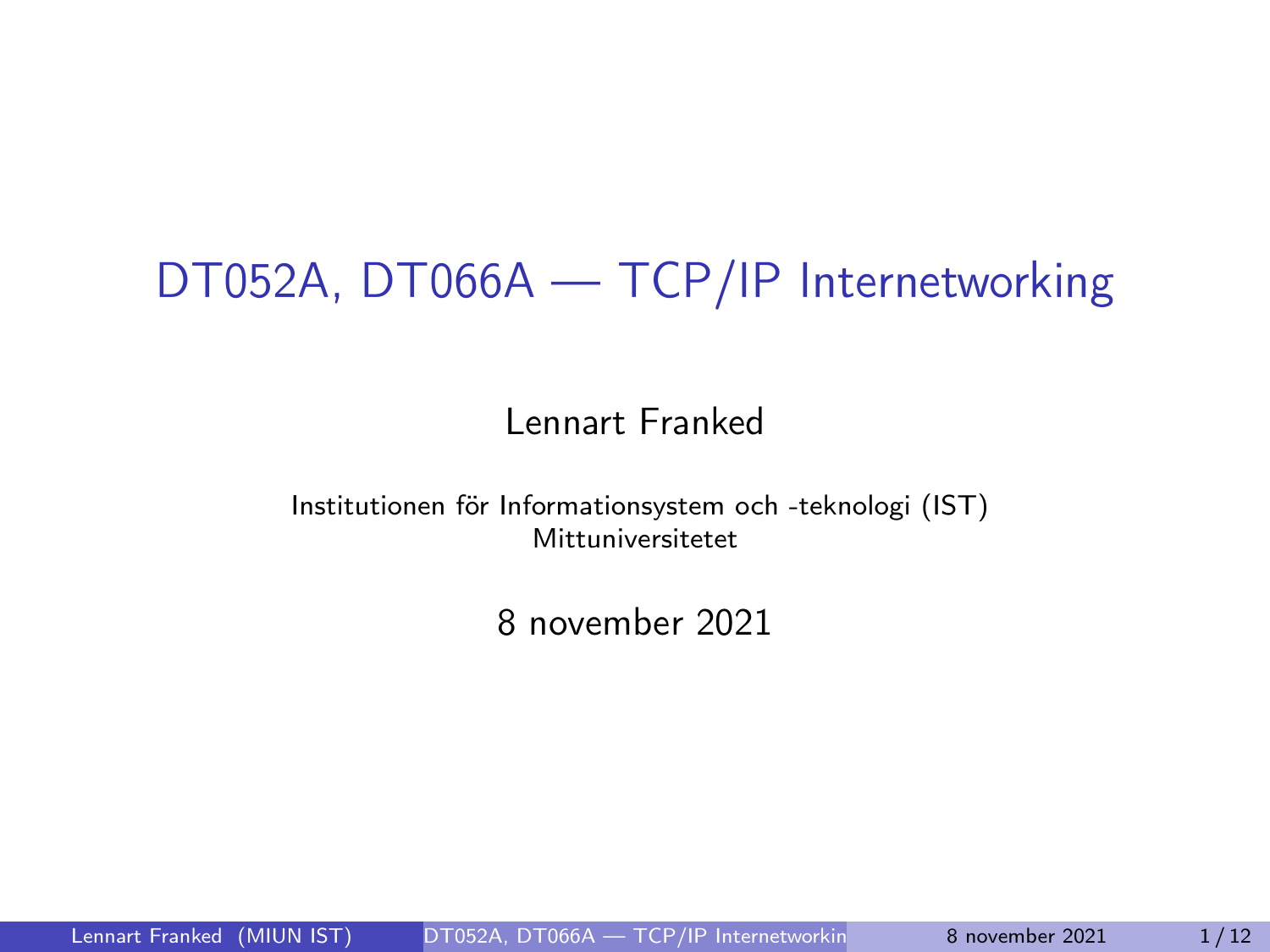# DT052A, DT066A — TCP/IP Internetworking

Lennart Franked

Institutionen för Informationsystem och -teknologi (IST)
Mittuniversitetet

8 november 2021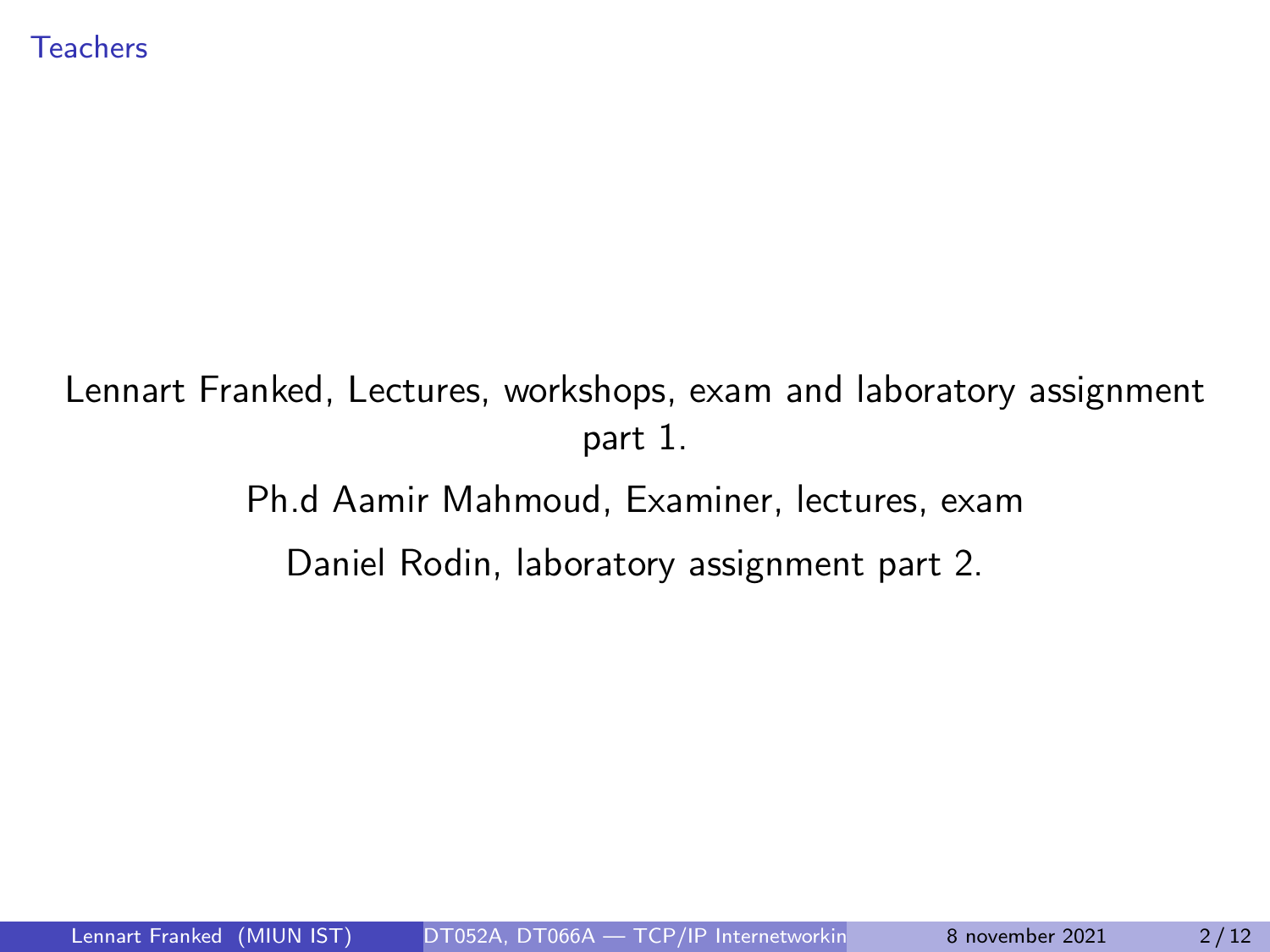## Teachers

Lennart Franked, Lectures, workshops, exam and laboratory assignment part 1.

Ph.d Aamir Mahmoud, Examiner, lectures, exam

Daniel Rodin, laboratory assignment part 2.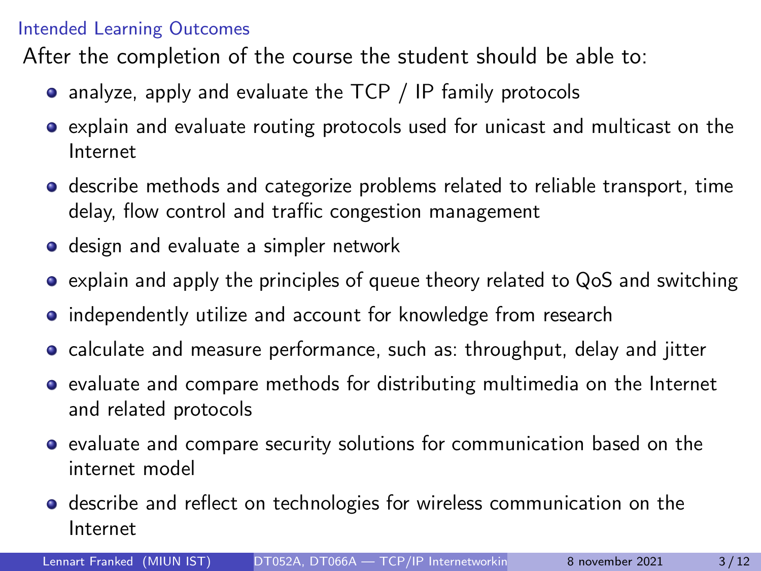## Intended Learning Outcomes

After the completion of the course the student should be able to:

- analyze, apply and evaluate the TCP / IP family protocols
- explain and evaluate routing protocols used for unicast and multicast on the Internet
- describe methods and categorize problems related to reliable transport, time delay, flow control and traffic congestion management
- design and evaluate a simpler network
- explain and apply the principles of queue theory related to QoS and switching
- independently utilize and account for knowledge from research
- calculate and measure performance, such as: throughput, delay and jitter
- evaluate and compare methods for distributing multimedia on the Internet and related protocols
- evaluate and compare security solutions for communication based on the internet model
- describe and reflect on technologies for wireless communication on the Internet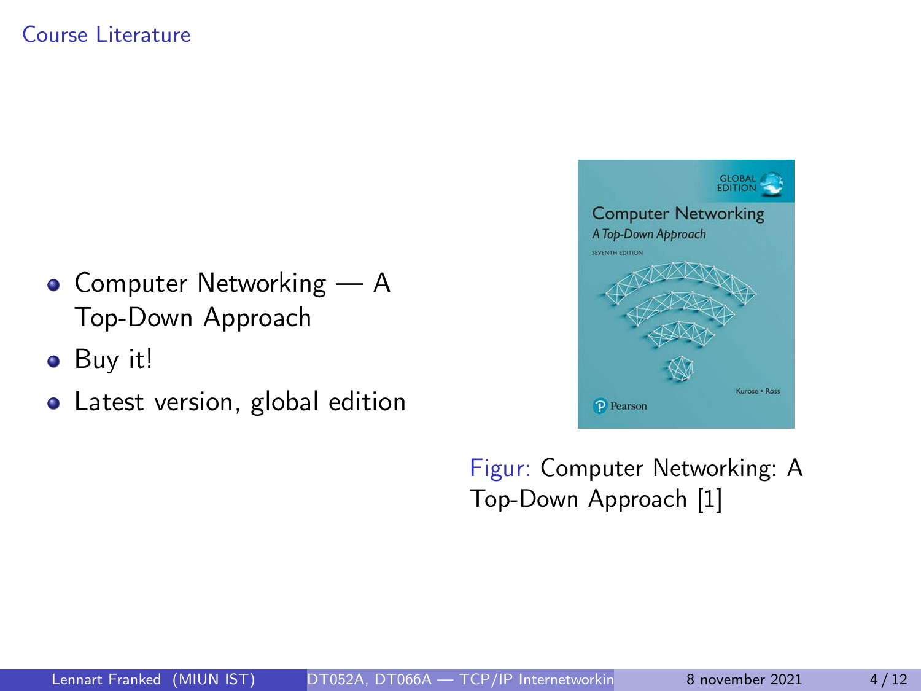## Course Literature

- Computer Networking — A Top-Down Approach
- Buy it!
- Latest version, global edition

Figur: Computer Networking: A Top-Down Approach [1]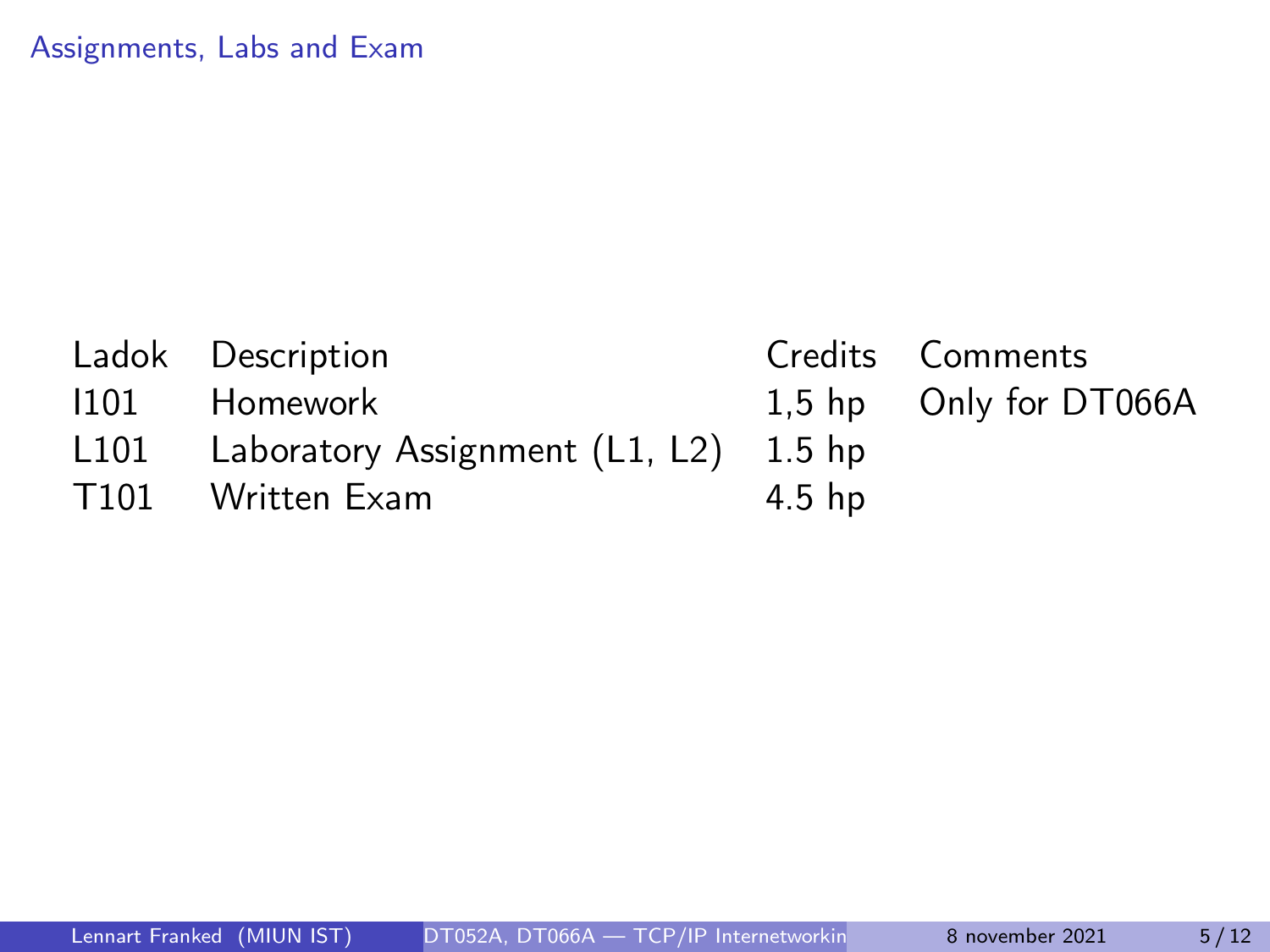# Assignments, Labs and Exam

| Ladok | Description | Credits | Comments |
| --- | --- | --- | --- |
| I101 | Homework | 1,5 hp | Only for DT066A |
| L101 | Laboratory Assignment (L1, L2) | 1.5 hp | |
| T101 | Written Exam | 4.5 hp | |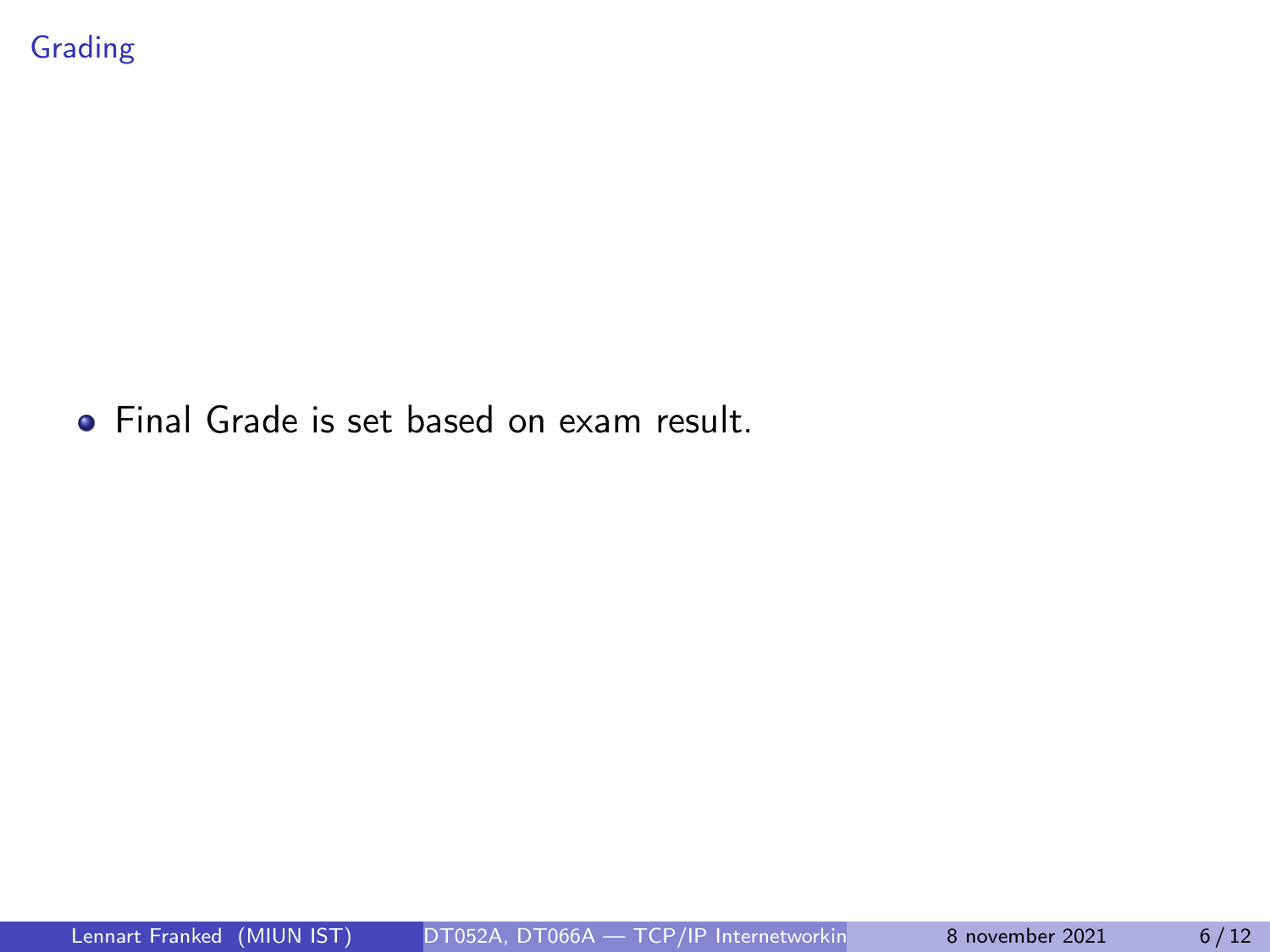# Grading

- Final Grade is set based on exam result.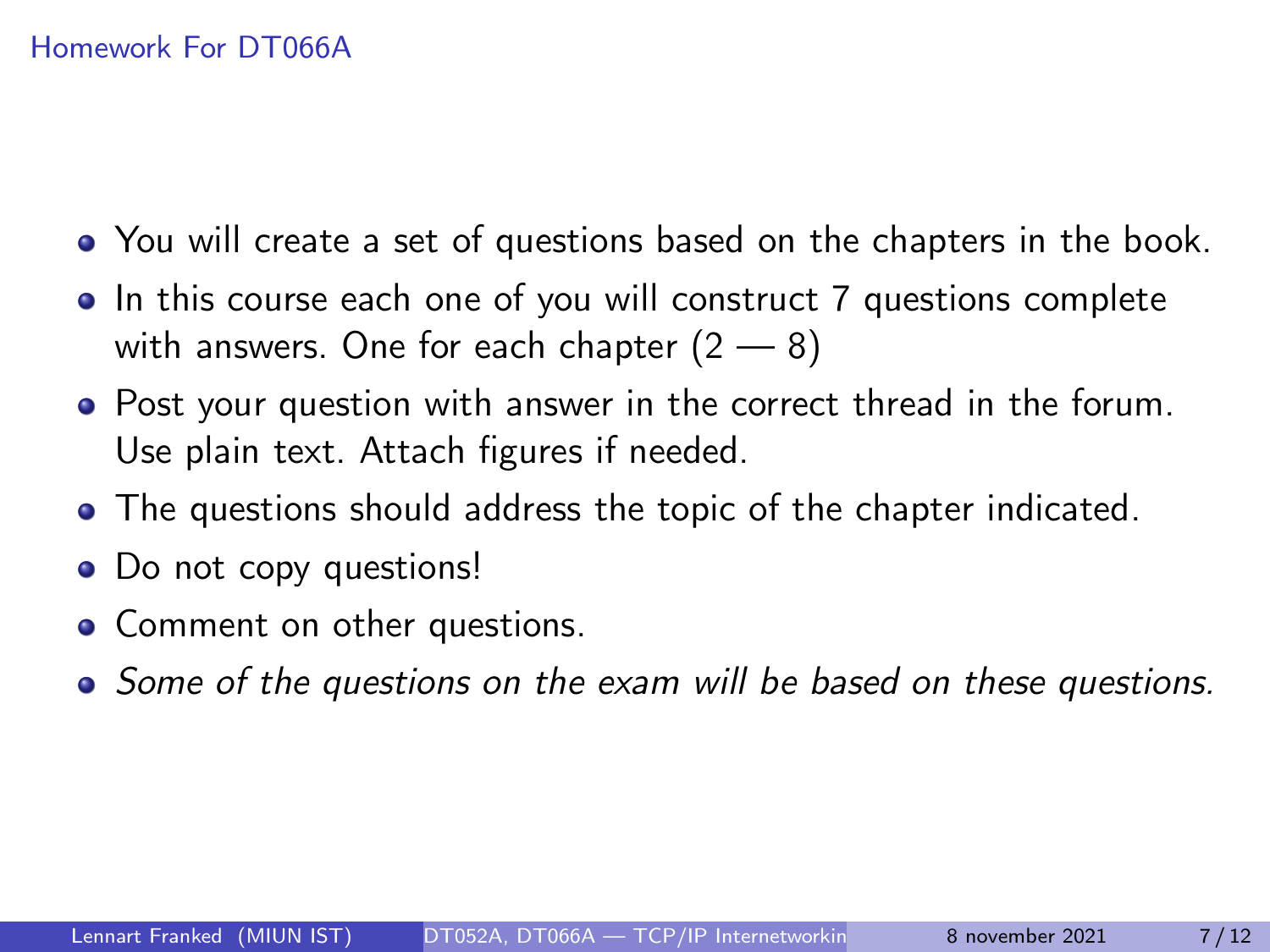## Homework For DT066A

- You will create a set of questions based on the chapters in the book.
- In this course each one of you will construct 7 questions complete with answers. One for each chapter (2 — 8)
- Post your question with answer in the correct thread in the forum. Use plain text. Attach figures if needed.
- The questions should address the topic of the chapter indicated.
- Do not copy questions!
- Comment on other questions.
- *Some of the questions on the exam will be based on these questions.*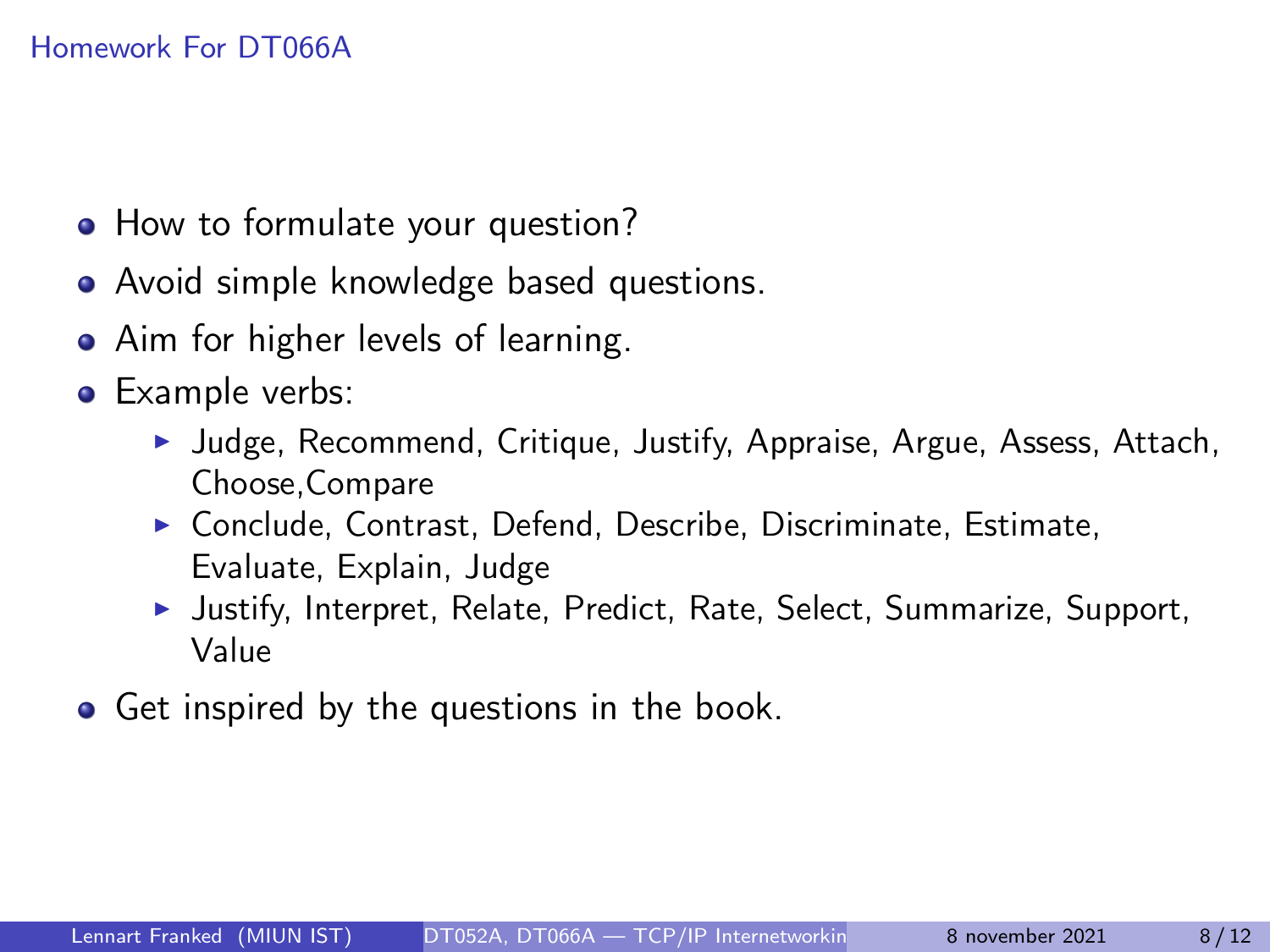# Homework For DT066A

- How to formulate your question?
- Avoid simple knowledge based questions.
- Aim for higher levels of learning.
- Example verbs:
  - Judge, Recommend, Critique, Justify, Appraise, Argue, Assess, Attach, Choose,Compare
  - Conclude, Contrast, Defend, Describe, Discriminate, Estimate, Evaluate, Explain, Judge
  - Justify, Interpret, Relate, Predict, Rate, Select, Summarize, Support, Value
- Get inspired by the questions in the book.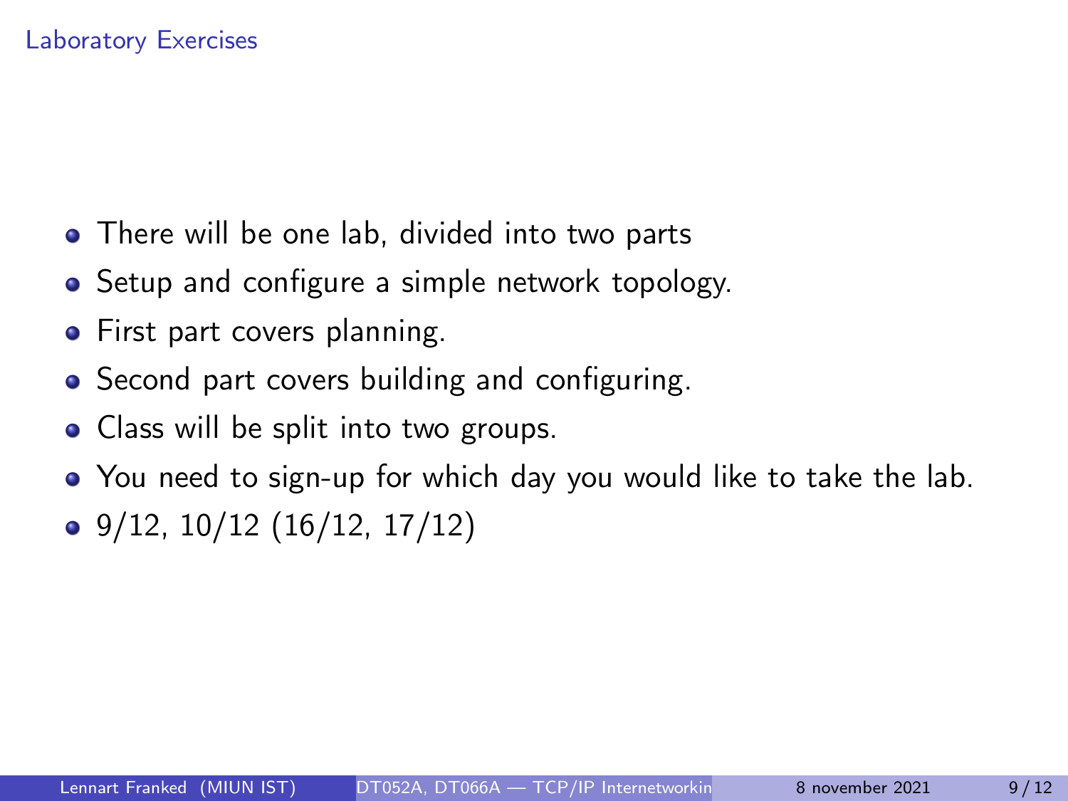## Laboratory Exercises

- There will be one lab, divided into two parts
- Setup and configure a simple network topology.
- First part covers planning.
- Second part covers building and configuring.
- Class will be split into two groups.
- You need to sign-up for which day you would like to take the lab.
- 9/12, 10/12 (16/12, 17/12)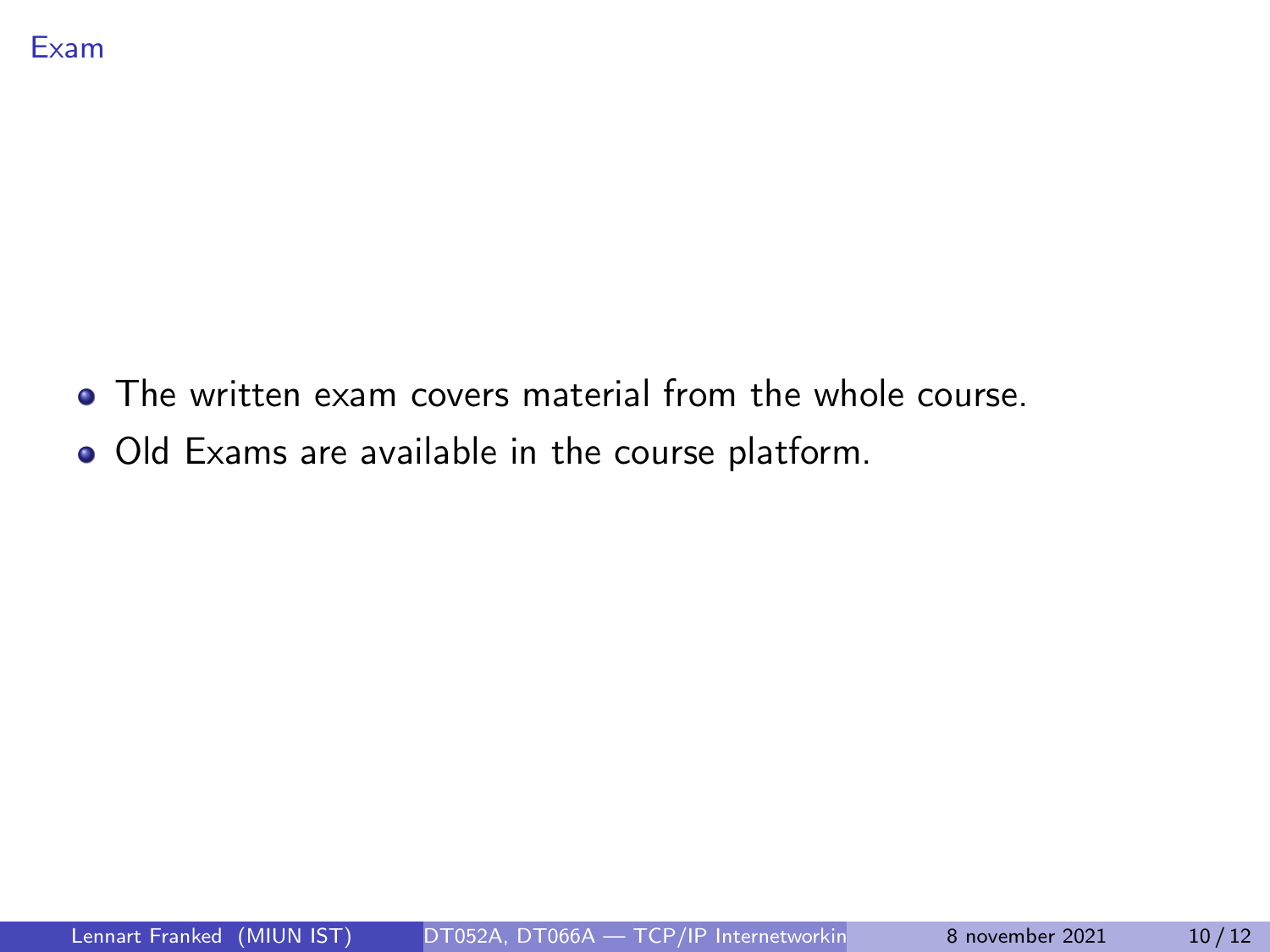# Exam

- The written exam covers material from the whole course.
- Old Exams are available in the course platform.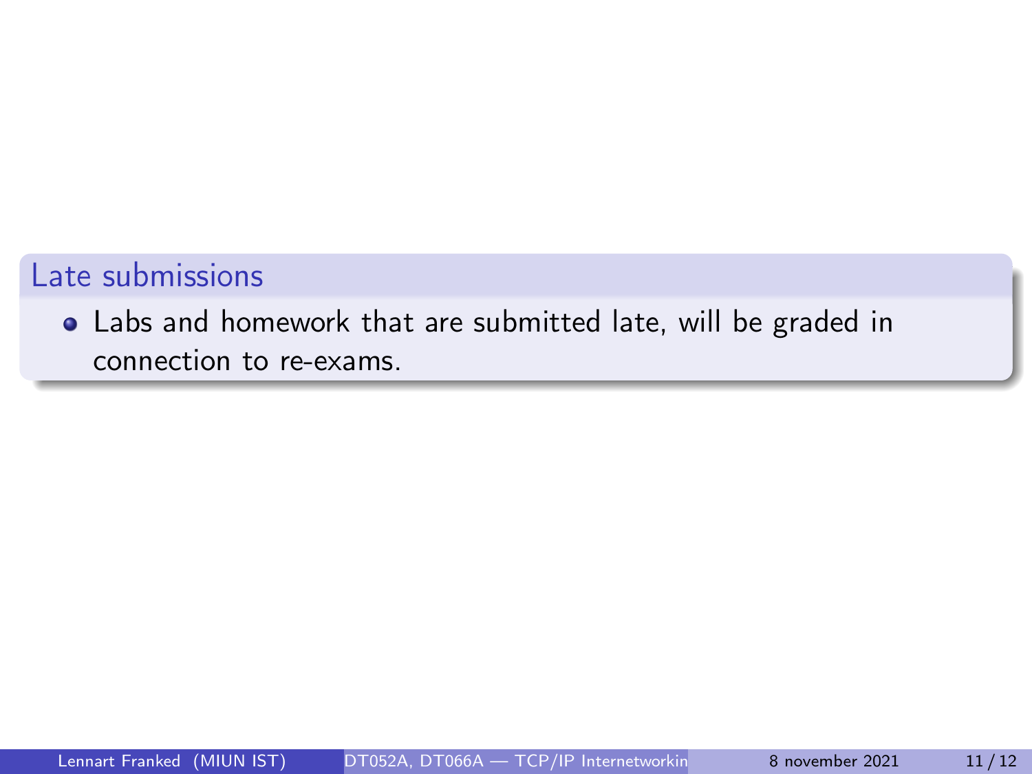## Late submissions

- Labs and homework that are submitted late, will be graded in connection to re-exams.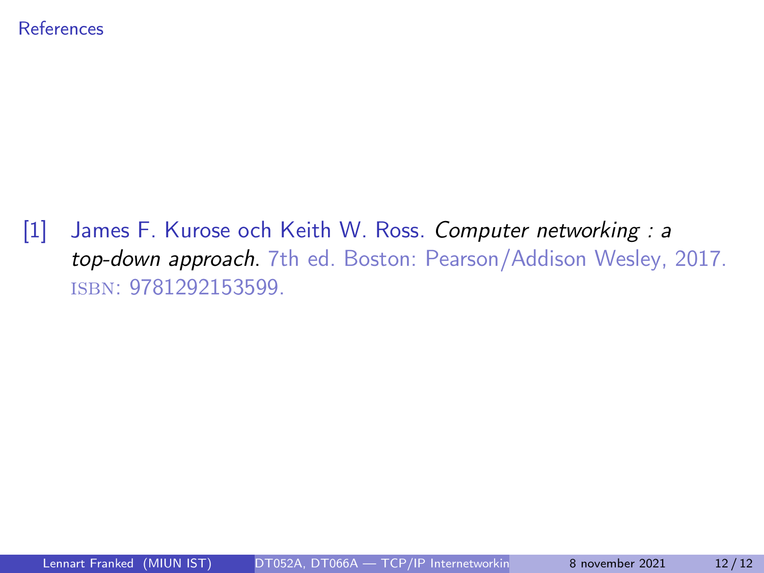# References

[1] James F. Kurose och Keith W. Ross. *Computer networking : a top-down approach*. 7th ed. Boston: Pearson/Addison Wesley, 2017. ISBN: 9781292153599.